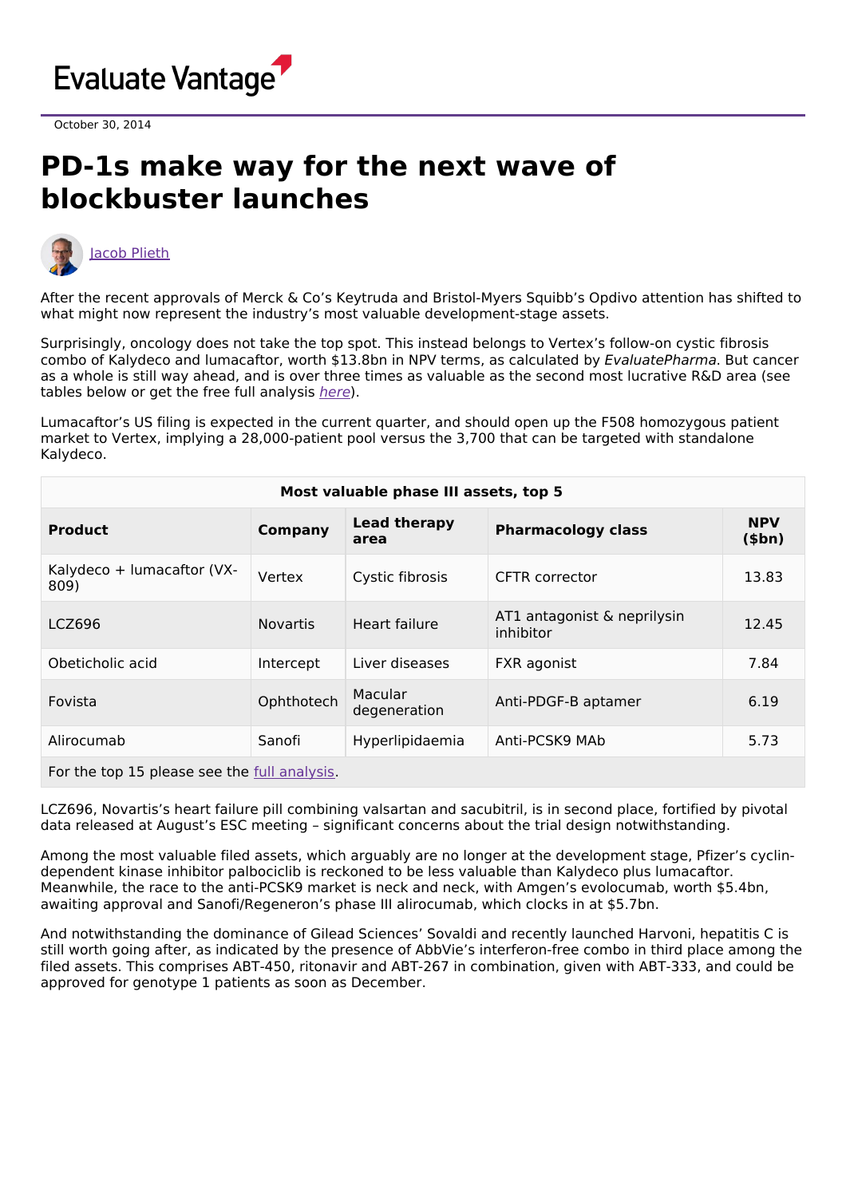Evaluate Vantage

October 30, 2014

# PD-1s make way for the next wave of blockbuster launches

Jacob Plieth

After the recent approvals of Merck & Co's Keytruda and Bristol-Myers Squibb's Opdivo attention has shifted to what might now represent the industry's most valuable development-stage assets.

Surprisingly, oncology does not take the top spot. This instead belongs to Vertex's follow-on cystic fibrosis combo of Kalydeco and lumacaftor, worth $13.8bn in NPV terms, as calculated by *EvaluatePharma*. But cancer as a whole is still way ahead, and is over three times as valuable as the second most lucrative R&D area (see tables below or get the free full analysis *here*).

Lumacaftor's US filing is expected in the current quarter, and should open up the F508 homozygous patient market to Vertex, implying a 28,000-patient pool versus the 3,700 that can be targeted with standalone Kalydeco.

| **Most valuable phase III assets, top 5** | | | | |
|---|---|---|---|---|
| **Product** | **Company** | **Lead therapy area** | **Pharmacology class** | **NPV ($bn)** |
| Kalydeco + lumacaftor (VX-809) | Vertex | Cystic fibrosis | CFTR corrector | 13.83 |
| LCZ696 | Novartis | Heart failure | AT1 antagonist & neprilysin inhibitor | 12.45 |
| Obeticholic acid | Intercept | Liver diseases | FXR agonist | 7.84 |
| Fovista | Ophthotech | Macular degeneration | Anti-PDGF-B aptamer | 6.19 |
| Alirocumab | Sanofi | Hyperlipidaemia | Anti-PCSK9 MAb | 5.73 |
| For the top 15 please see the full analysis. | | | | |

LCZ696, Novartis's heart failure pill combining valsartan and sacubitril, is in second place, fortified by pivotal data released at August's ESC meeting – significant concerns about the trial design notwithstanding.

Among the most valuable filed assets, which arguably are no longer at the development stage, Pfizer's cyclin-dependent kinase inhibitor palbociclib is reckoned to be less valuable than Kalydeco plus lumacaftor. Meanwhile, the race to the anti-PCSK9 market is neck and neck, with Amgen's evolocumab, worth $5.4bn, awaiting approval and Sanofi/Regeneron's phase III alirocumab, which clocks in at $5.7bn.

And notwithstanding the dominance of Gilead Sciences' Sovaldi and recently launched Harvoni, hepatitis C is still worth going after, as indicated by the presence of AbbVie's interferon-free combo in third place among the filed assets. This comprises ABT-450, ritonavir and ABT-267 in combination, given with ABT-333, and could be approved for genotype 1 patients as soon as December.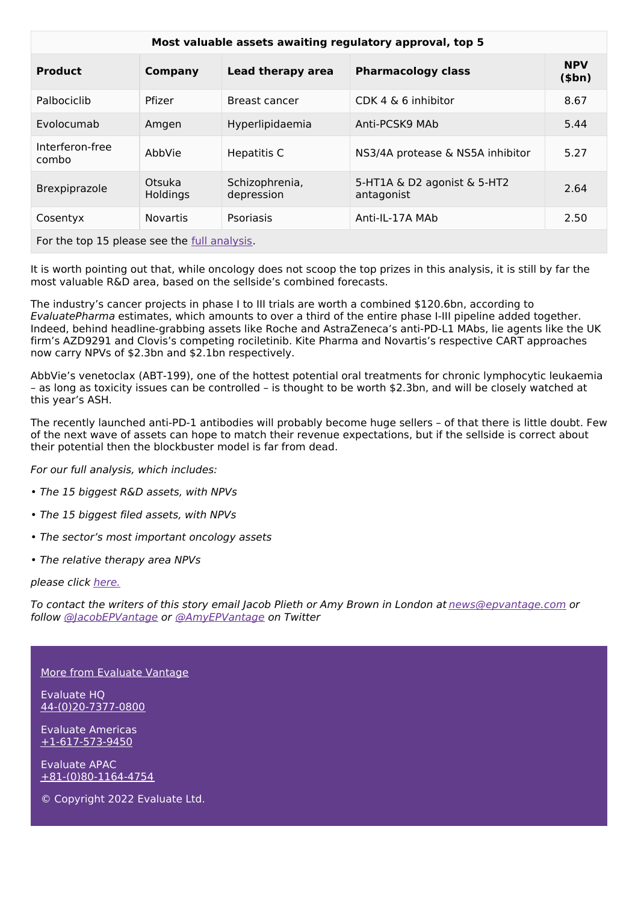| Most valuable assets awaiting regulatory approval, top 5 | | | | |
|---|---|---|---|---|
| **Product** | **Company** | **Lead therapy area** | **Pharmacology class** | **NPV ($bn)** |
| Palbociclib | Pfizer | Breast cancer | CDK 4 & 6 inhibitor | 8.67 |
| Evolocumab | Amgen | Hyperlipidaemia | Anti-PCSK9 MAb | 5.44 |
| Interferon-free combo | AbbVie | Hepatitis C | NS3/4A protease & NS5A inhibitor | 5.27 |
| Brexpiprazole | Otsuka Holdings | Schizophrenia, depression | 5-HT1A & D2 agonist & 5-HT2 antagonist | 2.64 |
| Cosentyx | Novartis | Psoriasis | Anti-IL-17A MAb | 2.50 |
| For the top 15 please see the full analysis. | | | | |

It is worth pointing out that, while oncology does not scoop the top prizes in this analysis, it is still by far the most valuable R&D area, based on the sellside's combined forecasts.

The industry's cancer projects in phase I to III trials are worth a combined $120.6bn, according to *EvaluatePharma* estimates, which amounts to over a third of the entire phase I-III pipeline added together. Indeed, behind headline-grabbing assets like Roche and AstraZeneca's anti-PD-L1 MAbs, lie agents like the UK firm's AZD9291 and Clovis's competing rociletinib. Kite Pharma and Novartis's respective CART approaches now carry NPVs of $2.3bn and $2.1bn respectively.

AbbVie's venetoclax (ABT-199), one of the hottest potential oral treatments for chronic lymphocytic leukaemia – as long as toxicity issues can be controlled – is thought to be worth $2.3bn, and will be closely watched at this year's ASH.

The recently launched anti-PD-1 antibodies will probably become huge sellers – of that there is little doubt. Few of the next wave of assets can hope to match their revenue expectations, but if the sellside is correct about their potential then the blockbuster model is far from dead.

*For our full analysis, which includes:*

- *The 15 biggest R&D assets, with NPVs*
- *The 15 biggest filed assets, with NPVs*
- *The sector's most important oncology assets*
- *The relative therapy area NPVs*

*please click here.*

*To contact the writers of this story email Jacob Plieth or Amy Brown in London at news@epvantage.com or follow @JacobEPVantage or @AmyEPVantage on Twitter*

More from Evaluate Vantage

Evaluate HQ
44-(0)20-7377-0800

Evaluate Americas
+1-617-573-9450

Evaluate APAC
+81-(0)80-1164-4754

© Copyright 2022 Evaluate Ltd.